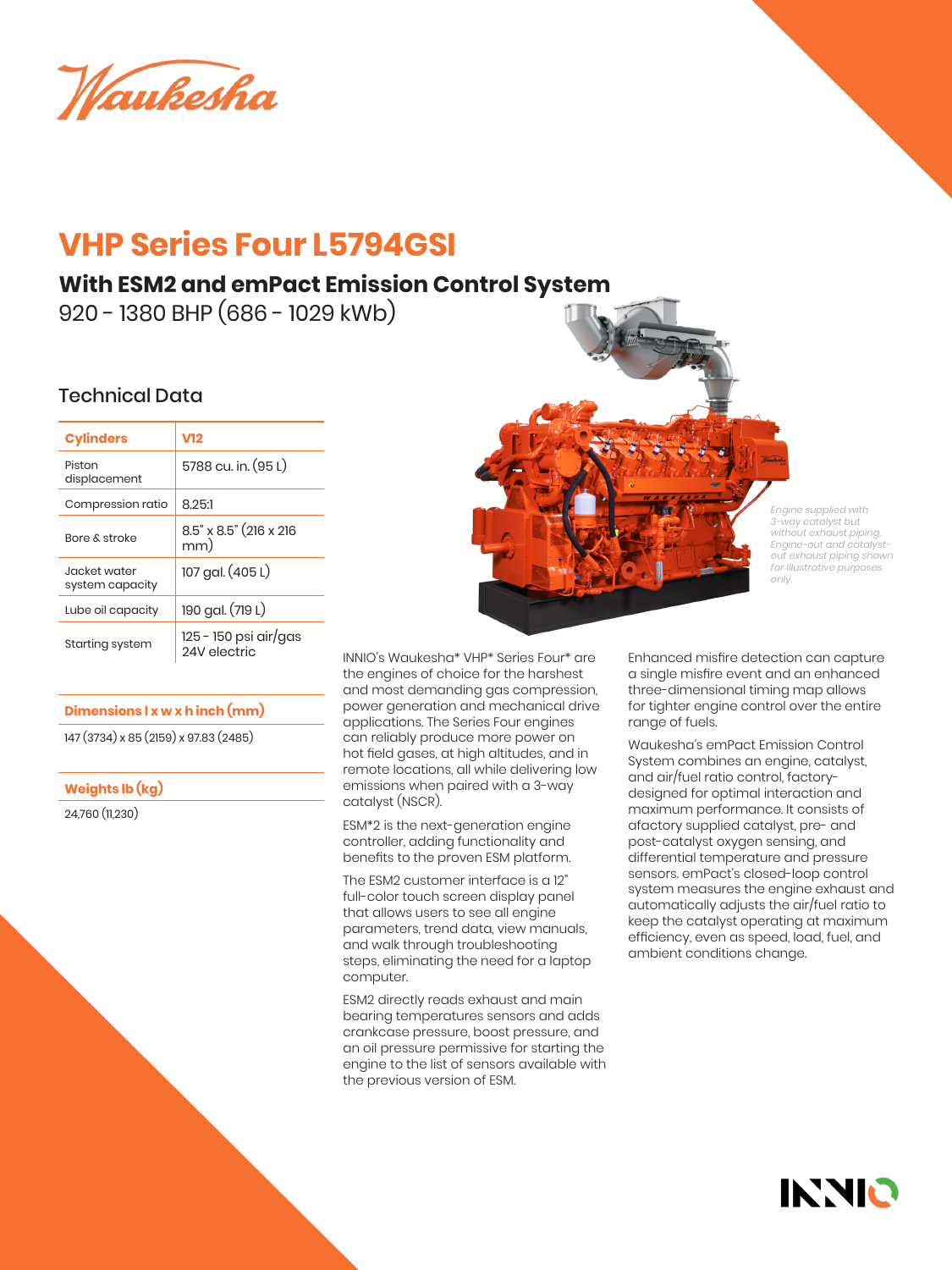# VHP Series Four L5794GSI

## With ESM2 and emPact Emission Control System

920 - 1380 BHP (686 - 1029 kWb)

### Technical Data

| Cylinders | V12 |
|---|---|
| Piston displacement | 5788 cu. in. (95 L) |
| Compression ratio | 8.25:1 |
| Bore & stroke | 8.5" x 8.5" (216 x 216 mm) |
| Jacket water system capacity | 107 gal. (405 L) |
| Lube oil capacity | 190 gal. (719 L) |
| Starting system | 125 - 150 psi air/gas 24V electric |

**Dimensions l x w x h inch (mm)**

147 (3734) x 85 (2159) x 97.83 (2485)

**Weights lb (kg)**

24,760 (11,230)

*Engine supplied with 3-way catalyst but without exhaust piping. Engine-out and catalyst-out exhaust piping shown for illustrative purposes only.*

INNIO's Waukesha* VHP* Series Four* are the engines of choice for the harshest and most demanding gas compression, power generation and mechanical drive applications. The Series Four engines can reliably produce more power on hot field gases, at high altitudes, and in remote locations, all while delivering low emissions when paired with a 3-way catalyst (NSCR).

ESM*2 is the next-generation engine controller, adding functionality and benefits to the proven ESM platform.

The ESM2 customer interface is a 12" full-color touch screen display panel that allows users to see all engine parameters, trend data, view manuals, and walk through troubleshooting steps, eliminating the need for a laptop computer.

ESM2 directly reads exhaust and main bearing temperatures sensors and adds crankcase pressure, boost pressure, and an oil pressure permissive for starting the engine to the list of sensors available with the previous version of ESM.

Enhanced misfire detection can capture a single misfire event and an enhanced three-dimensional timing map allows for tighter engine control over the entire range of fuels.

Waukesha's emPact Emission Control System combines an engine, catalyst, and air/fuel ratio control, factory-designed for optimal interaction and maximum performance. It consists of afactory supplied catalyst, pre- and post-catalyst oxygen sensing, and differential temperature and pressure sensors. emPact's closed-loop control system measures the engine exhaust and automatically adjusts the air/fuel ratio to keep the catalyst operating at maximum efficiency, even as speed, load, fuel, and ambient conditions change.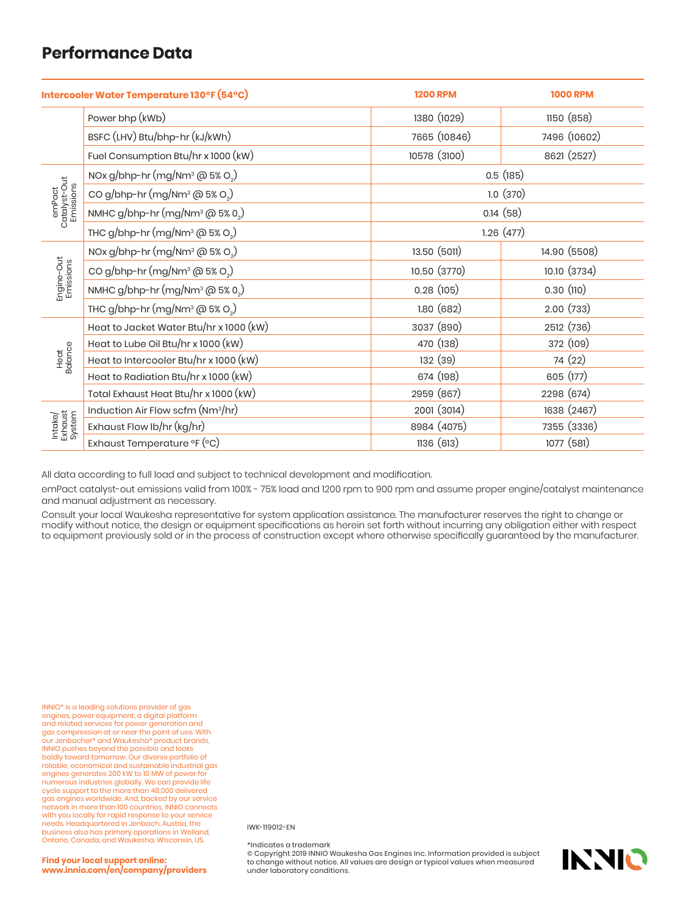# Performance Data

| Intercooler Water Temperature 130°F (54°C) | | 1200 RPM | 1000 RPM |
|---|---|---|---|
| | Power bhp (kWb) | 1380 (1029) | 1150 (858) |
| | BSFC (LHV) Btu/bhp-hr (kJ/kWh) | 7665 (10846) | 7496 (10602) |
| | Fuel Consumption Btu/hr x 1000 (kW) | 10578 (3100) | 8621 (2527) |
| emPact Catalyst-Out Emissions | NOx g/bhp-hr (mg/Nm³ @ 5% $O_2$) | 0.5 (185) | |
| | CO g/bhp-hr (mg/Nm³ @ 5% $O_2$) | 1.0 (370) | |
| | NMHC g/bhp-hr (mg/Nm³ @ 5% $0_2$) | 0.14 (58) | |
| | THC g/bhp-hr (mg/Nm³ @ 5% $O_2$) | 1.26 (477) | |
| Engine-Out Emissions | NOx g/bhp-hr (mg/Nm³ @ 5% $O_2$) | 13.50 (5011) | 14.90 (5508) |
| | CO g/bhp-hr (mg/Nm³ @ 5% $O_2$) | 10.50 (3770) | 10.10 (3734) |
| | NMHC g/bhp-hr (mg/Nm³ @ 5% $0_2$) | 0.28 (105) | 0.30 (110) |
| | THC g/bhp-hr (mg/Nm³ @ 5% $O_2$) | 1.80 (682) | 2.00 (733) |
| Heat Balance | Heat to Jacket Water Btu/hr x 1000 (kW) | 3037 (890) | 2512 (736) |
| | Heat to Lube Oil Btu/hr x 1000 (kW) | 470 (138) | 372 (109) |
| | Heat to Intercooler Btu/hr x 1000 (kW) | 132 (39) | 74 (22) |
| | Heat to Radiation Btu/hr x 1000 (kW) | 674 (198) | 605 (177) |
| | Total Exhaust Heat Btu/hr x 1000 (kW) | 2959 (867) | 2298 (674) |
| Intake/ Exhaust System | Induction Air Flow scfm (Nm³/hr) | 2001 (3014) | 1638 (2467) |
| | Exhaust Flow lb/hr (kg/hr) | 8984 (4075) | 7355 (3336) |
| | Exhaust Temperature °F (°C) | 1136 (613) | 1077 (581) |

All data according to full load and subject to technical development and modification.

emPact catalyst-out emissions valid from 100% - 75% load and 1200 rpm to 900 rpm and assume proper engine/catalyst maintenance and manual adjustment as necessary.

Consult your local Waukesha representative for system application assistance. The manufacturer reserves the right to change or modify without notice, the design or equipment specifications as herein set forth without incurring any obligation either with respect to equipment previously sold or in the process of construction except where otherwise specifically guaranteed by the manufacturer.

INNIO* is a leading solutions provider of gas engines, power equipment, a digital platform and related services for power generation and gas compression at or near the point of use. With our Jenbacher* and Waukesha* product brands, INNIO pushes beyond the possible and looks boldly toward tomorrow. Our diverse portfolio of reliable, economical and sustainable industrial gas engines generates 200 kW to 10 MW of power for numerous industries globally. We can provide life cycle support to the more than 48,000 delivered gas engines worldwide. And, backed by our service network in more than 100 countries, INNIO connects with you locally for rapid response to your service needs. Headquartered in Jenbach, Austria, the business also has primary operations in Welland, Ontario, Canada, and Waukesha, Wisconsin, US.

**Find your local support online:**
**www.innio.com/en/company/providers**

IWK-119012-EN

*Indicates a trademark
© Copyright 2019 INNIO Waukesha Gas Engines Inc. Information provided is subject to change without notice. All values are design or typical values when measured under laboratory conditions.

INNIO